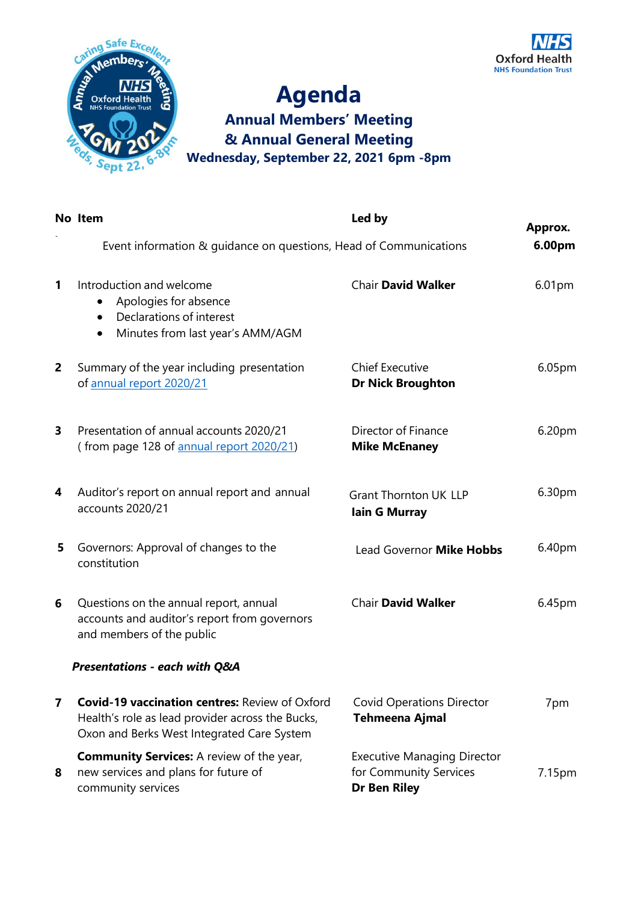# Agenda

## Annual Members' Meeting & Annual General Meeting

**Wednesday, September 22, 2021 6pm -8pm**

| No | Item | Led by | Approx. |
|---|---|---|---|
| - | Event information & guidance on questions, Head of Communications | | **6.00pm** |
| **1** | Introduction and welcome<br>• Apologies for absence<br>• Declarations of interest<br>• Minutes from last year's AMM/AGM | Chair **David Walker** | 6.01pm |
| **2** | Summary of the year including presentation of annual report 2020/21 | Chief Executive **Dr Nick Broughton** | 6.05pm |
| **3** | Presentation of annual accounts 2020/21 ( from page 128 of annual report 2020/21) | Director of Finance **Mike McEnaney** | 6.20pm |
| **4** | Auditor's report on annual report and annual accounts 2020/21 | Grant Thornton UK LLP **Iain G Murray** | 6.30pm |
| **5** | Governors: Approval of changes to the constitution | Lead Governor **Mike Hobbs** | 6.40pm |
| **6** | Questions on the annual report, annual accounts and auditor's report from governors and members of the public | Chair **David Walker** | 6.45pm |
| | ***Presentations - each with Q&A*** | | |
| **7** | **Covid-19 vaccination centres:** Review of Oxford Health's role as lead provider across the Bucks, Oxon and Berks West Integrated Care System | Covid Operations Director **Tehmeena Ajmal** | 7pm |
| **8** | **Community Services:** A review of the year, new services and plans for future of community services | Executive Managing Director for Community Services **Dr Ben Riley** | 7.15pm |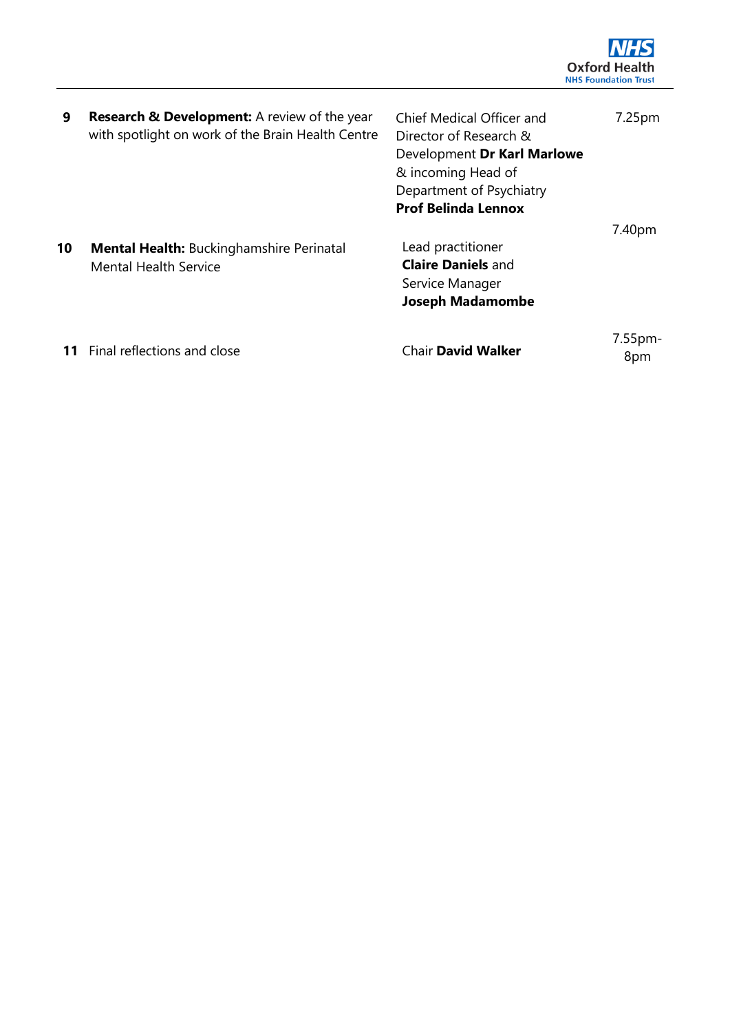| | | | |
|---|---|---|---|
| **9** | **Research & Development:** A review of the year with spotlight on work of the Brain Health Centre | Chief Medical Officer and Director of Research & Development **Dr Karl Marlowe** & incoming Head of Department of Psychiatry **Prof Belinda Lennox** | 7.25pm |
| **10** | **Mental Health:** Buckinghamshire Perinatal Mental Health Service | Lead practitioner **Claire Daniels** and Service Manager **Joseph Madamombe** | 7.40pm |
| **11** | Final reflections and close | Chair **David Walker** | 7.55pm-8pm |